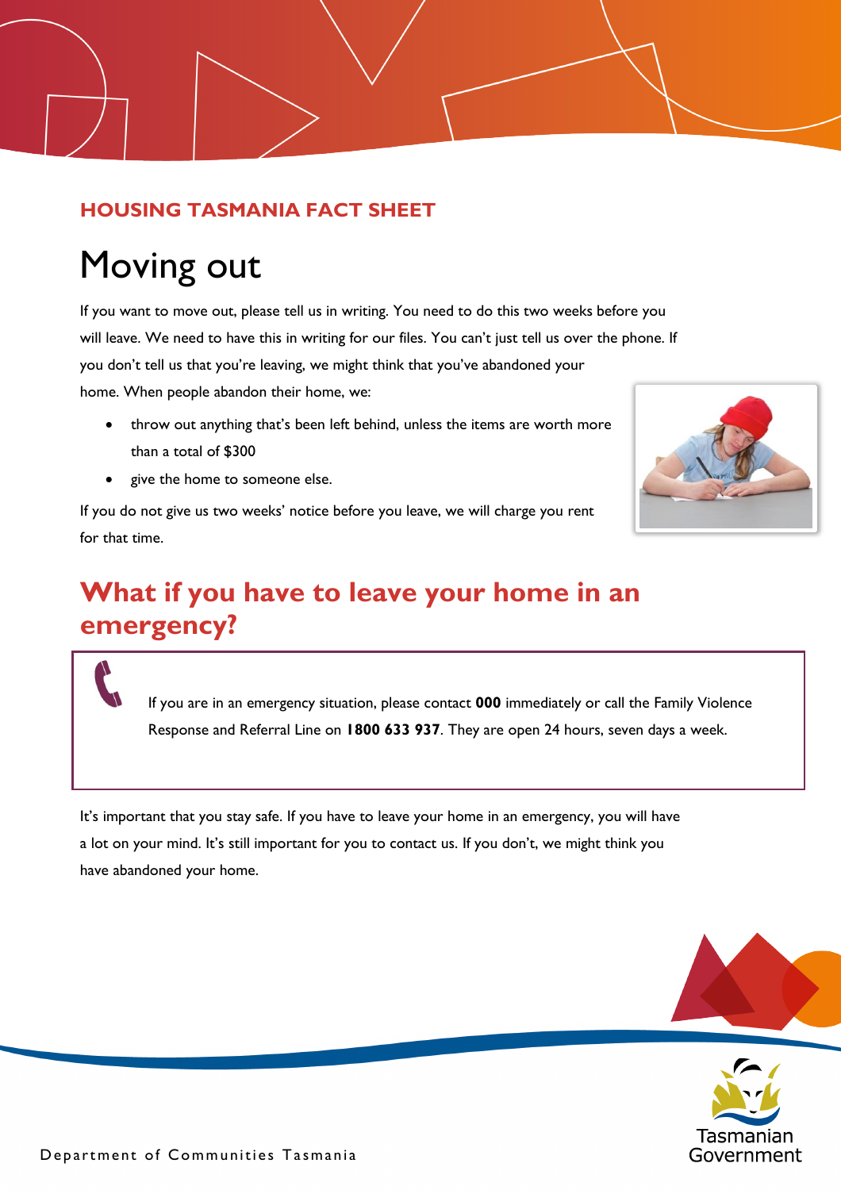**HOUSING TASMANIA FACT SHEET**

# Moving out

If you want to move out, please tell us in writing. You need to do this two weeks before you will leave. We need to have this in writing for our files. You can't just tell us over the phone. If you don't tell us that you're leaving, we might think that you've abandoned your home. When people abandon their home, we:

- throw out anything that's been left behind, unless the items are worth more than a total of $300
- give the home to someone else.

If you do not give us two weeks' notice before you leave, we will charge you rent for that time.

## What if you have to leave your home in an emergency?

If you are in an emergency situation, please contact **000** immediately or call the Family Violence Response and Referral Line on **1800 633 937**. They are open 24 hours, seven days a week.

It's important that you stay safe. If you have to leave your home in an emergency, you will have a lot on your mind. It's still important for you to contact us. If you don't, we might think you have abandoned your home.

Department of Communities Tasmania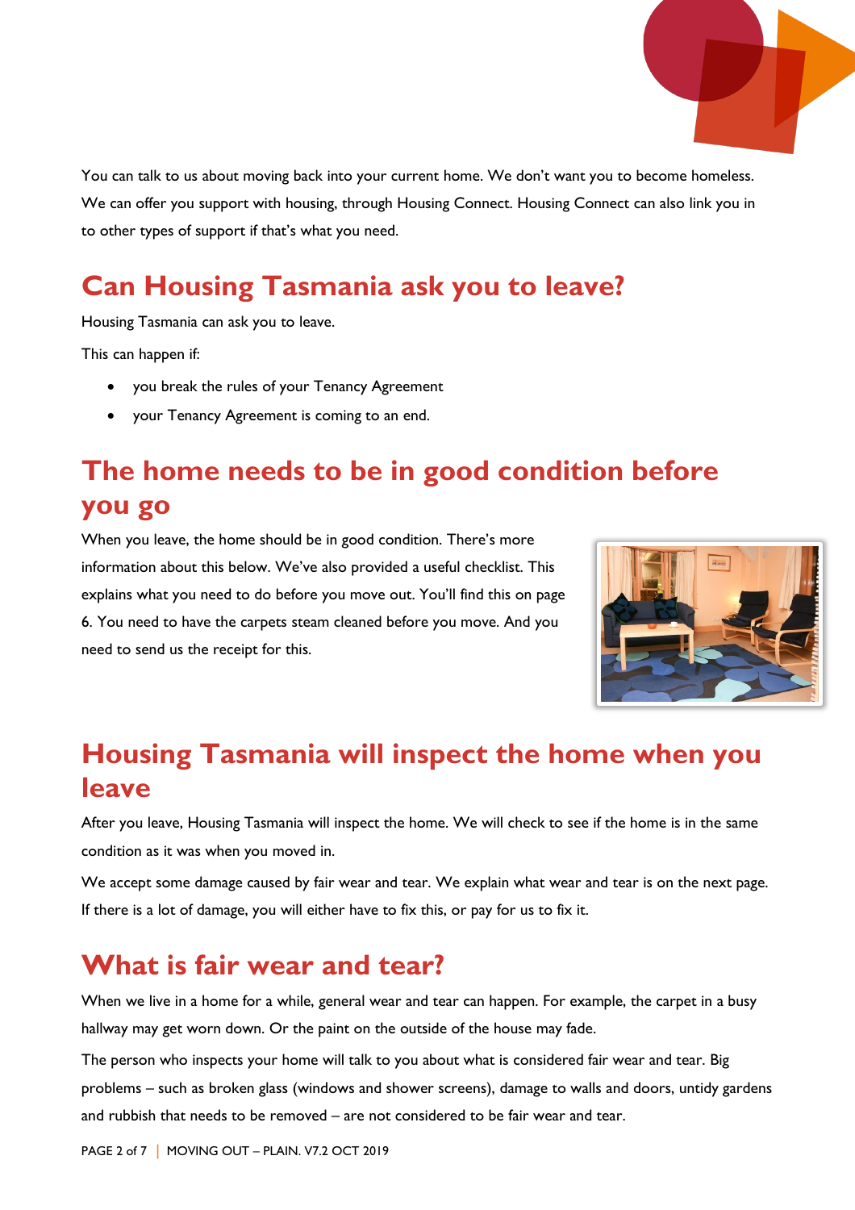You can talk to us about moving back into your current home. We don't want you to become homeless. We can offer you support with housing, through Housing Connect. Housing Connect can also link you in to other types of support if that's what you need.

## Can Housing Tasmania ask you to leave?

Housing Tasmania can ask you to leave.

This can happen if:

- you break the rules of your Tenancy Agreement
- your Tenancy Agreement is coming to an end.

## The home needs to be in good condition before you go

When you leave, the home should be in good condition. There's more information about this below. We've also provided a useful checklist. This explains what you need to do before you move out. You'll find this on page 6. You need to have the carpets steam cleaned before you move. And you need to send us the receipt for this.

## Housing Tasmania will inspect the home when you leave

After you leave, Housing Tasmania will inspect the home. We will check to see if the home is in the same condition as it was when you moved in.

We accept some damage caused by fair wear and tear. We explain what wear and tear is on the next page. If there is a lot of damage, you will either have to fix this, or pay for us to fix it.

## What is fair wear and tear?

When we live in a home for a while, general wear and tear can happen. For example, the carpet in a busy hallway may get worn down. Or the paint on the outside of the house may fade.

The person who inspects your home will talk to you about what is considered fair wear and tear. Big problems – such as broken glass (windows and shower screens), damage to walls and doors, untidy gardens and rubbish that needs to be removed – are not considered to be fair wear and tear.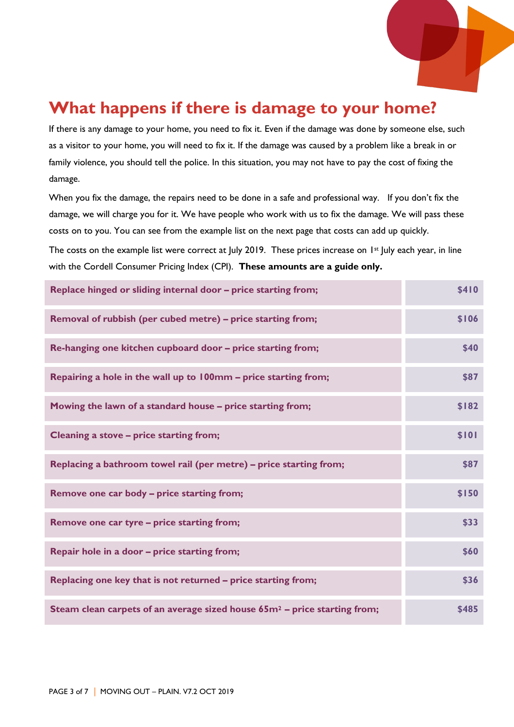# What happens if there is damage to your home?

If there is any damage to your home, you need to fix it. Even if the damage was done by someone else, such as a visitor to your home, you will need to fix it. If the damage was caused by a problem like a break in or family violence, you should tell the police. In this situation, you may not have to pay the cost of fixing the damage.

When you fix the damage, the repairs need to be done in a safe and professional way. If you don't fix the damage, we will charge you for it. We have people who work with us to fix the damage. We will pass these costs on to you. You can see from the example list on the next page that costs can add up quickly.

The costs on the example list were correct at July 2019. These prices increase on 1st July each year, in line with the Cordell Consumer Pricing Index (CPI). **These amounts are a guide only.**

| Item | Price |
|---|---|
| **Replace hinged or sliding internal door – price starting from;** | **$410** |
| **Removal of rubbish (per cubed metre) – price starting from;** | **$106** |
| **Re-hanging one kitchen cupboard door – price starting from;** | **$40** |
| **Repairing a hole in the wall up to 100mm – price starting from;** | **$87** |
| **Mowing the lawn of a standard house – price starting from;** | **$182** |
| **Cleaning a stove – price starting from;** | **$101** |
| **Replacing a bathroom towel rail (per metre) – price starting from;** | **$87** |
| **Remove one car body – price starting from;** | **$150** |
| **Remove one car tyre – price starting from;** | **$33** |
| **Repair hole in a door – price starting from;** | **$60** |
| **Replacing one key that is not returned – price starting from;** | **$36** |
| **Steam clean carpets of an average sized house 65m² – price starting from;** | **$485** |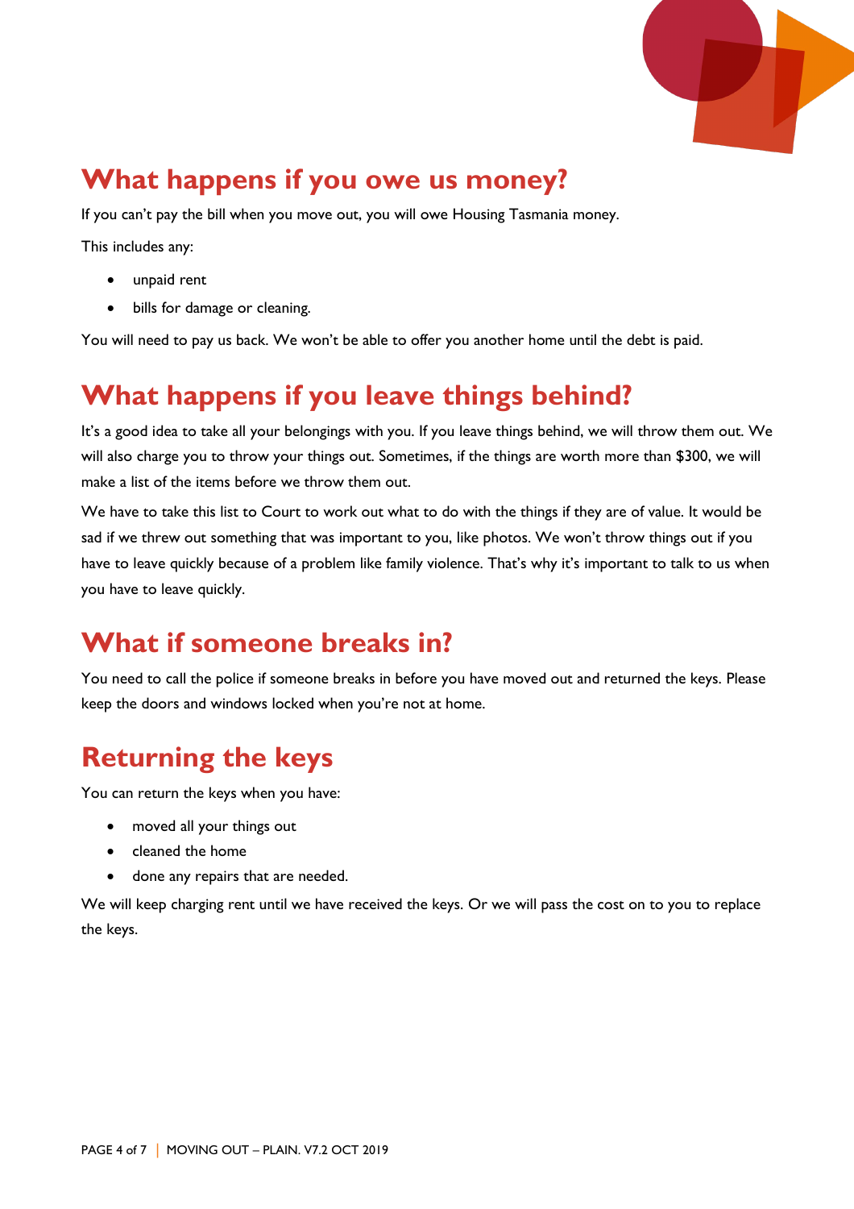## What happens if you owe us money?

If you can't pay the bill when you move out, you will owe Housing Tasmania money.

This includes any:

- unpaid rent
- bills for damage or cleaning.

You will need to pay us back. We won't be able to offer you another home until the debt is paid.

## What happens if you leave things behind?

It's a good idea to take all your belongings with you. If you leave things behind, we will throw them out. We will also charge you to throw your things out. Sometimes, if the things are worth more than $300, we will make a list of the items before we throw them out.

We have to take this list to Court to work out what to do with the things if they are of value. It would be sad if we threw out something that was important to you, like photos. We won't throw things out if you have to leave quickly because of a problem like family violence. That's why it's important to talk to us when you have to leave quickly.

## What if someone breaks in?

You need to call the police if someone breaks in before you have moved out and returned the keys. Please keep the doors and windows locked when you're not at home.

## Returning the keys

You can return the keys when you have:

- moved all your things out
- cleaned the home
- done any repairs that are needed.

We will keep charging rent until we have received the keys. Or we will pass the cost on to you to replace the keys.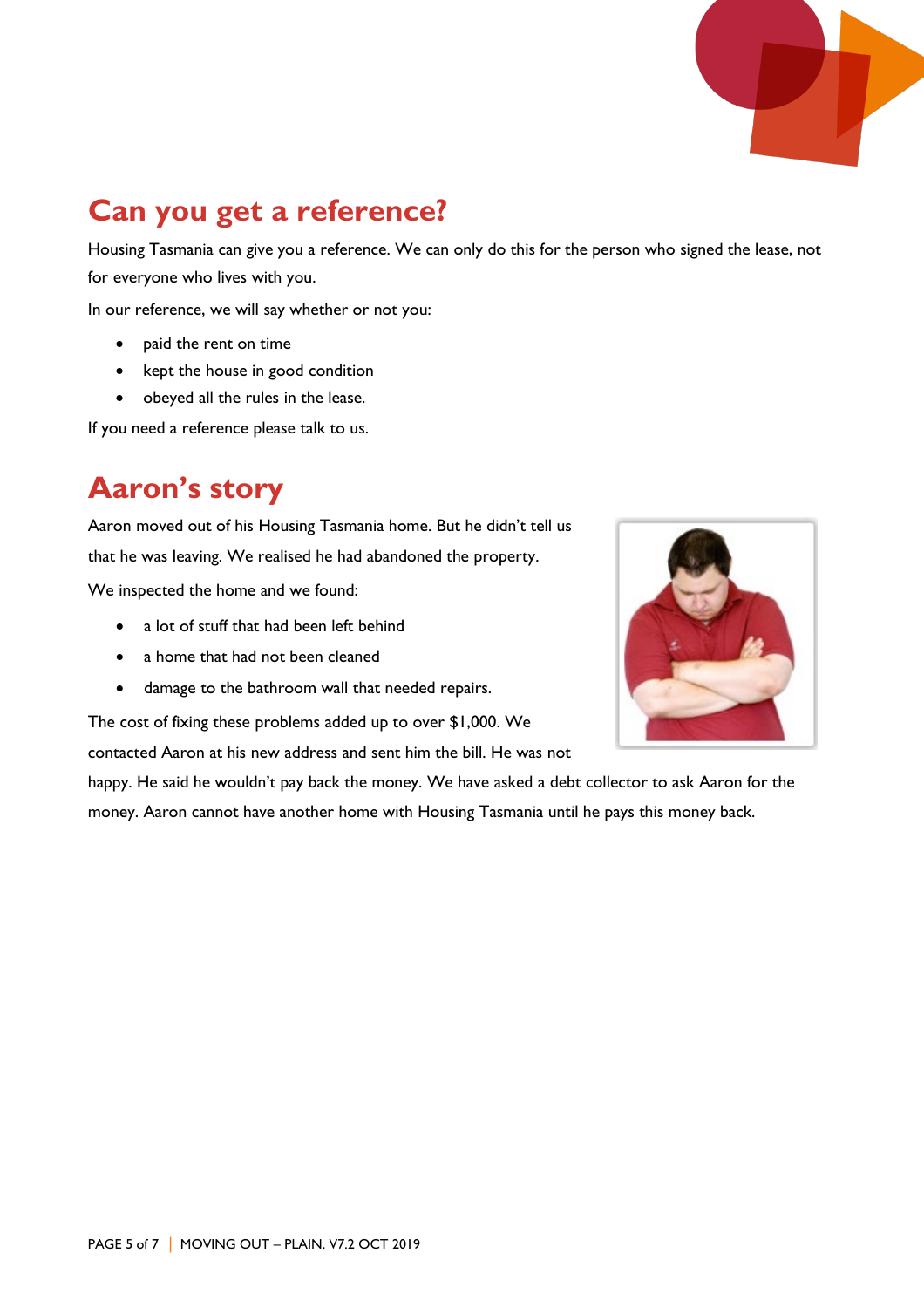## Can you get a reference?

Housing Tasmania can give you a reference. We can only do this for the person who signed the lease, not for everyone who lives with you.

In our reference, we will say whether or not you:

- paid the rent on time
- kept the house in good condition
- obeyed all the rules in the lease.

If you need a reference please talk to us.

## Aaron's story

Aaron moved out of his Housing Tasmania home. But he didn't tell us that he was leaving. We realised he had abandoned the property.

We inspected the home and we found:

- a lot of stuff that had been left behind
- a home that had not been cleaned
- damage to the bathroom wall that needed repairs.

The cost of fixing these problems added up to over $1,000. We contacted Aaron at his new address and sent him the bill. He was not happy. He said he wouldn't pay back the money. We have asked a debt collector to ask Aaron for the money. Aaron cannot have another home with Housing Tasmania until he pays this money back.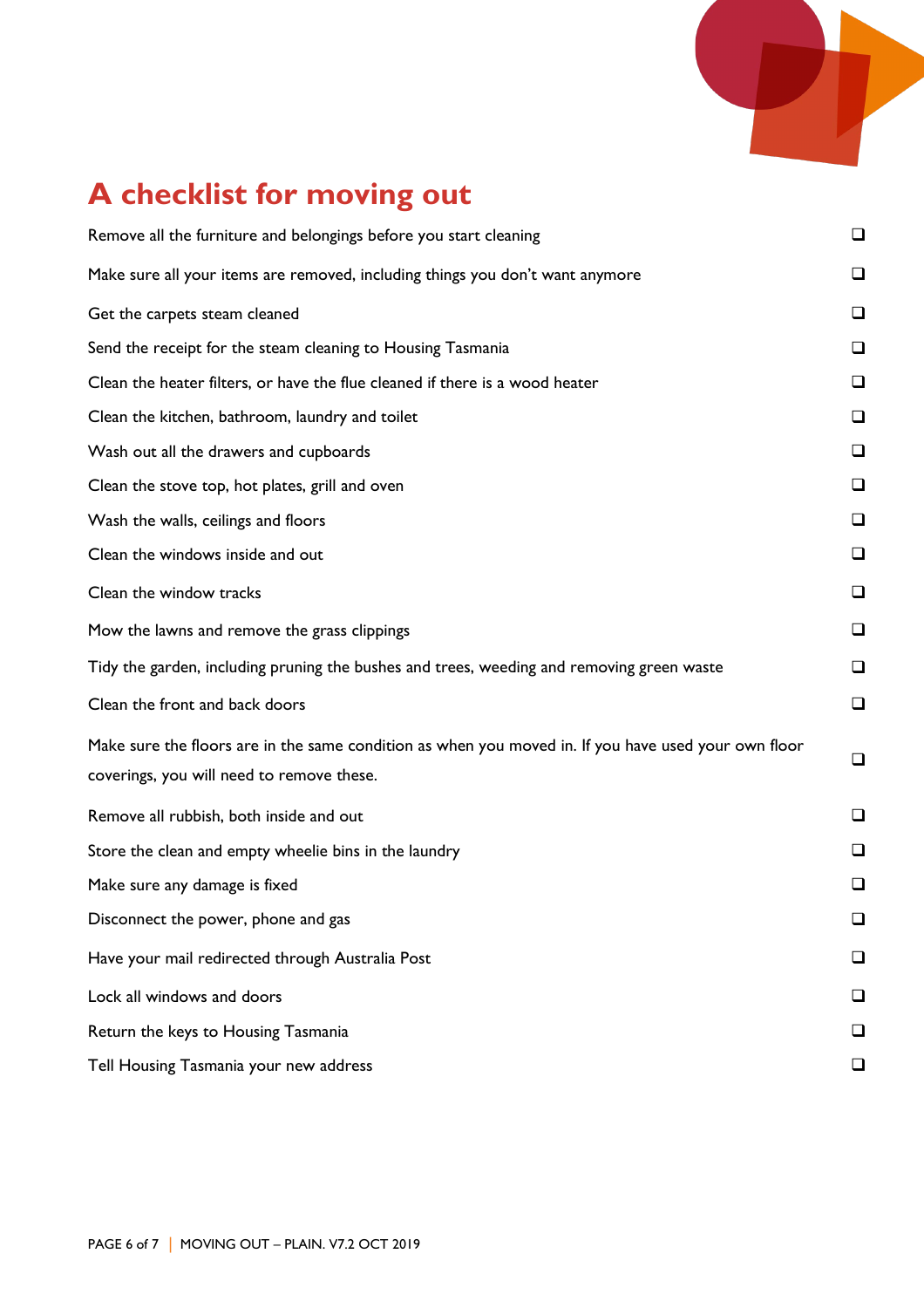# A checklist for moving out

- [ ] Remove all the furniture and belongings before you start cleaning
- [ ] Make sure all your items are removed, including things you don't want anymore
- [ ] Get the carpets steam cleaned
- [ ] Send the receipt for the steam cleaning to Housing Tasmania
- [ ] Clean the heater filters, or have the flue cleaned if there is a wood heater
- [ ] Clean the kitchen, bathroom, laundry and toilet
- [ ] Wash out all the drawers and cupboards
- [ ] Clean the stove top, hot plates, grill and oven
- [ ] Wash the walls, ceilings and floors
- [ ] Clean the windows inside and out
- [ ] Clean the window tracks
- [ ] Mow the lawns and remove the grass clippings
- [ ] Tidy the garden, including pruning the bushes and trees, weeding and removing green waste
- [ ] Clean the front and back doors
- [ ] Make sure the floors are in the same condition as when you moved in. If you have used your own floor coverings, you will need to remove these.
- [ ] Remove all rubbish, both inside and out
- [ ] Store the clean and empty wheelie bins in the laundry
- [ ] Make sure any damage is fixed
- [ ] Disconnect the power, phone and gas
- [ ] Have your mail redirected through Australia Post
- [ ] Lock all windows and doors
- [ ] Return the keys to Housing Tasmania
- [ ] Tell Housing Tasmania your new address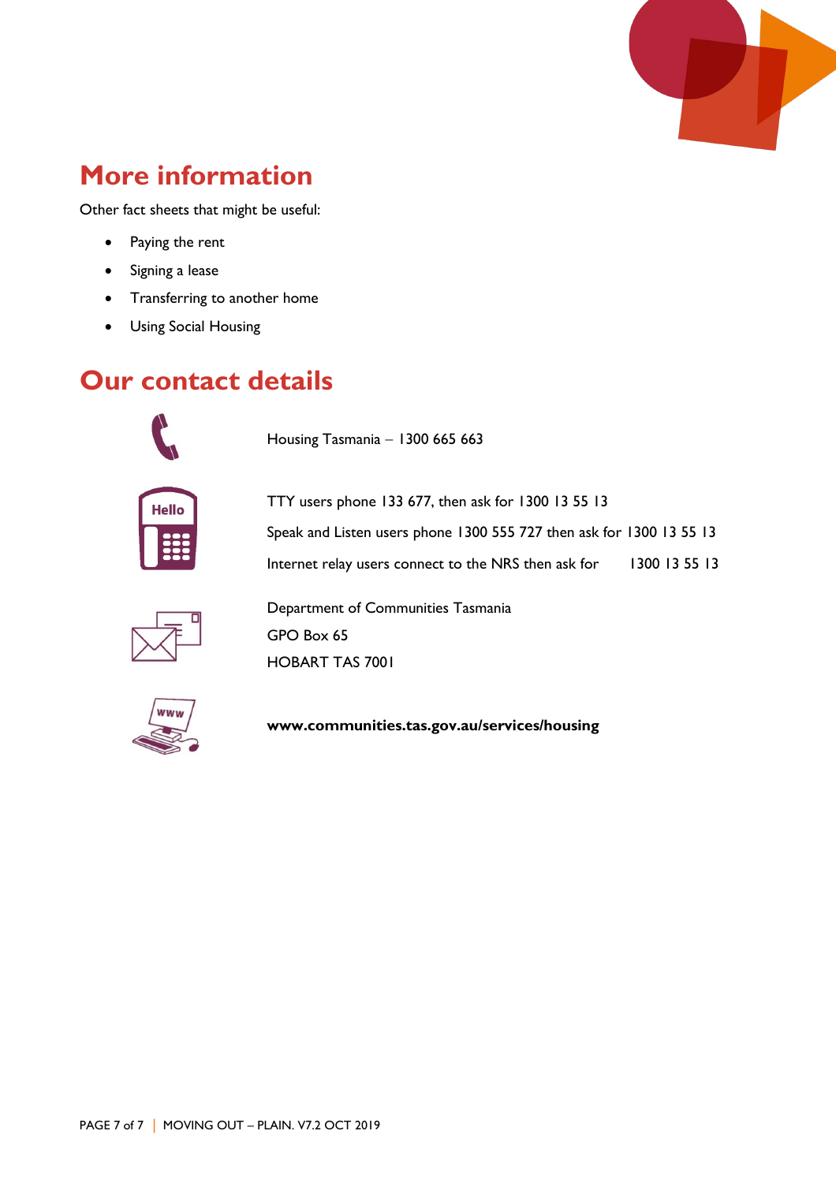## More information

Other fact sheets that might be useful:

- Paying the rent
- Signing a lease
- Transferring to another home
- Using Social Housing

## Our contact details

Housing Tasmania – 1300 665 663

TTY users phone 133 677, then ask for 1300 13 55 13

Speak and Listen users phone 1300 555 727 then ask for 1300 13 55 13

Internet relay users connect to the NRS then ask for 1300 13 55 13

Department of Communities Tasmania
GPO Box 65
HOBART TAS 7001

**www.communities.tas.gov.au/services/housing**